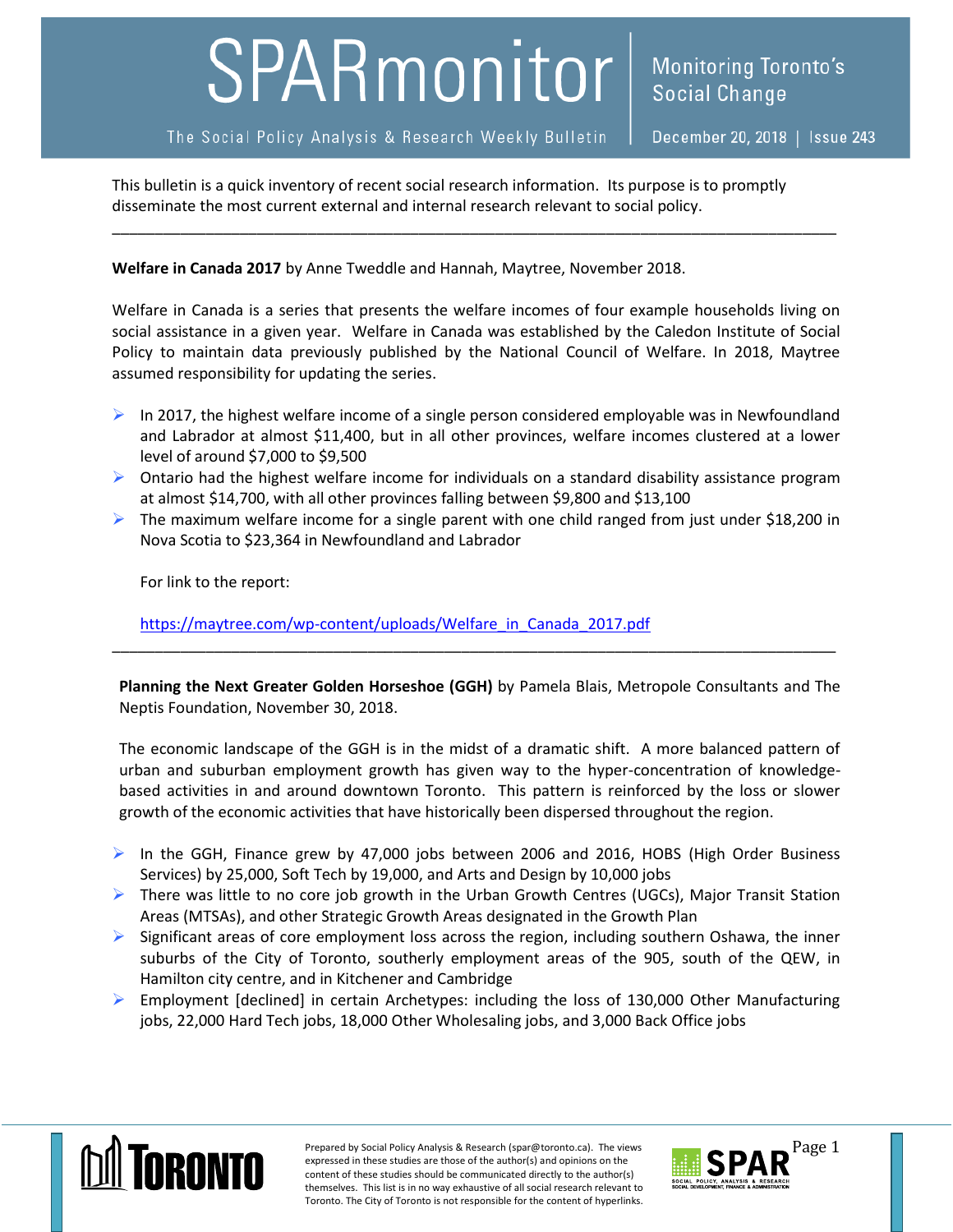# SPARmonitor

Monitoring Toronto's Social Change

The Social Policy Analysis & Research Weekly Bulletin | December 20, 2018 | Issue 243

This bulletin is a quick inventory of recent social research information. Its purpose is to promptly disseminate the most current external and internal research relevant to social policy.

---

**Welfare in Canada 2017** by Anne Tweddle and Hannah, Maytree, November 2018.

Welfare in Canada is a series that presents the welfare incomes of four example households living on social assistance in a given year. Welfare in Canada was established by the Caledon Institute of Social Policy to maintain data previously published by the National Council of Welfare. In 2018, Maytree assumed responsibility for updating the series.

- In 2017, the highest welfare income of a single person considered employable was in Newfoundland and Labrador at almost $11,400, but in all other provinces, welfare incomes clustered at a lower level of around $7,000 to $9,500
- Ontario had the highest welfare income for individuals on a standard disability assistance program at almost $14,700, with all other provinces falling between $9,800 and $13,100
- The maximum welfare income for a single parent with one child ranged from just under $18,200 in Nova Scotia to $23,364 in Newfoundland and Labrador

For link to the report:

https://maytree.com/wp-content/uploads/Welfare_in_Canada_2017.pdf

---

**Planning the Next Greater Golden Horseshoe (GGH)** by Pamela Blais, Metropole Consultants and The Neptis Foundation, November 30, 2018.

The economic landscape of the GGH is in the midst of a dramatic shift. A more balanced pattern of urban and suburban employment growth has given way to the hyper-concentration of knowledge-based activities in and around downtown Toronto. This pattern is reinforced by the loss or slower growth of the economic activities that have historically been dispersed throughout the region.

- In the GGH, Finance grew by 47,000 jobs between 2006 and 2016, HOBS (High Order Business Services) by 25,000, Soft Tech by 19,000, and Arts and Design by 10,000 jobs
- There was little to no core job growth in the Urban Growth Centres (UGCs), Major Transit Station Areas (MTSAs), and other Strategic Growth Areas designated in the Growth Plan
- Significant areas of core employment loss across the region, including southern Oshawa, the inner suburbs of the City of Toronto, southerly employment areas of the 905, south of the QEW, in Hamilton city centre, and in Kitchener and Cambridge
- Employment [declined] in certain Archetypes: including the loss of 130,000 Other Manufacturing jobs, 22,000 Hard Tech jobs, 18,000 Other Wholesaling jobs, and 3,000 Back Office jobs

Prepared by Social Policy Analysis & Research (spar@toronto.ca). The views expressed in these studies are those of the author(s) and opinions on the content of these studies should be communicated directly to the author(s) themselves. This list is in no way exhaustive of all social research relevant to Toronto. The City of Toronto is not responsible for the content of hyperlinks.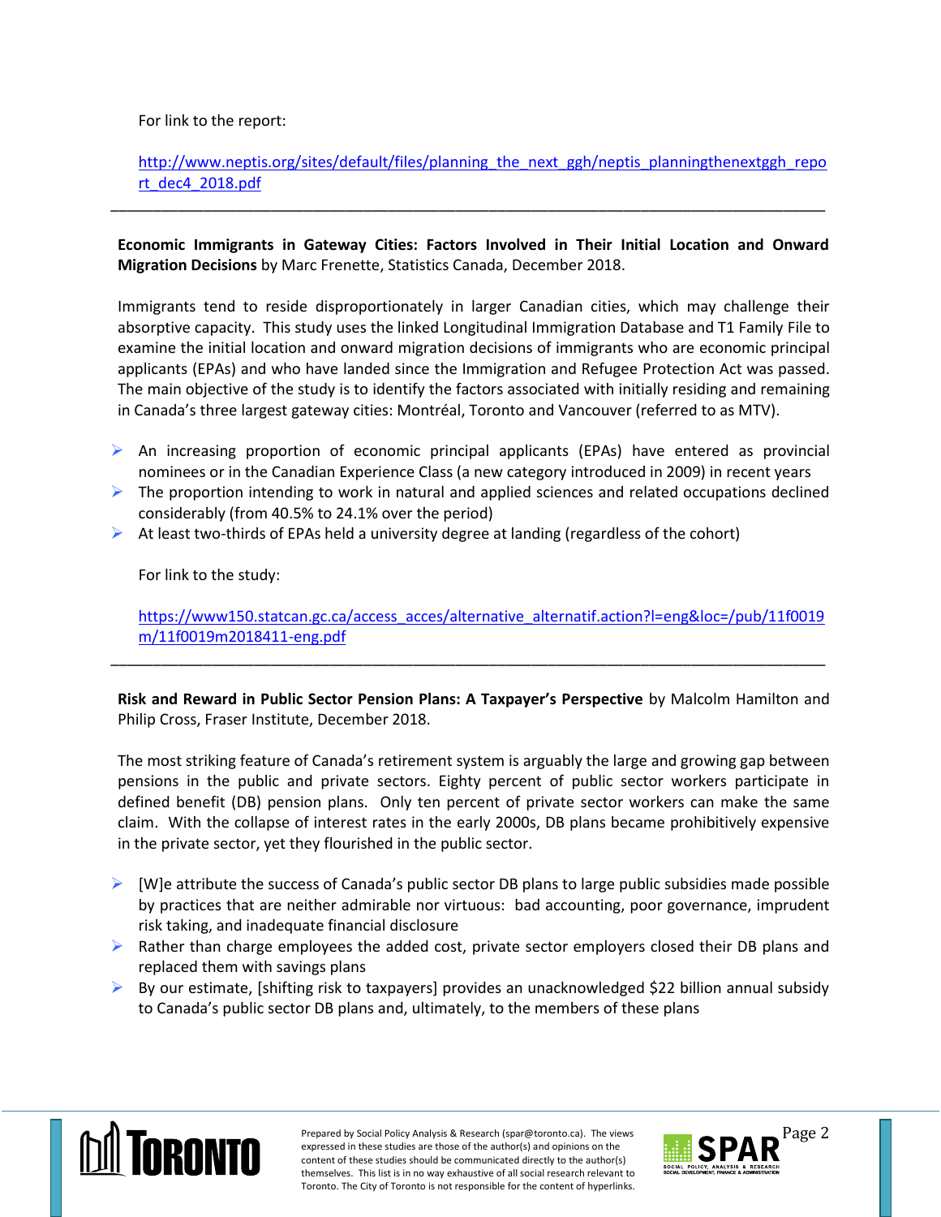For link to the report:

http://www.neptis.org/sites/default/files/planning_the_next_ggh/neptis_planningthenextggh_report_dec4_2018.pdf

---

**Economic Immigrants in Gateway Cities: Factors Involved in Their Initial Location and Onward Migration Decisions** by Marc Frenette, Statistics Canada, December 2018.

Immigrants tend to reside disproportionately in larger Canadian cities, which may challenge their absorptive capacity. This study uses the linked Longitudinal Immigration Database and T1 Family File to examine the initial location and onward migration decisions of immigrants who are economic principal applicants (EPAs) and who have landed since the Immigration and Refugee Protection Act was passed. The main objective of the study is to identify the factors associated with initially residing and remaining in Canada's three largest gateway cities: Montréal, Toronto and Vancouver (referred to as MTV).

- An increasing proportion of economic principal applicants (EPAs) have entered as provincial nominees or in the Canadian Experience Class (a new category introduced in 2009) in recent years
- The proportion intending to work in natural and applied sciences and related occupations declined considerably (from 40.5% to 24.1% over the period)
- At least two-thirds of EPAs held a university degree at landing (regardless of the cohort)

For link to the study:

https://www150.statcan.gc.ca/access_acces/alternative_alternatif.action?l=eng&loc=/pub/11f0019m/11f0019m2018411-eng.pdf

---

**Risk and Reward in Public Sector Pension Plans: A Taxpayer's Perspective** by Malcolm Hamilton and Philip Cross, Fraser Institute, December 2018.

The most striking feature of Canada's retirement system is arguably the large and growing gap between pensions in the public and private sectors. Eighty percent of public sector workers participate in defined benefit (DB) pension plans. Only ten percent of private sector workers can make the same claim. With the collapse of interest rates in the early 2000s, DB plans became prohibitively expensive in the private sector, yet they flourished in the public sector.

- [W]e attribute the success of Canada's public sector DB plans to large public subsidies made possible by practices that are neither admirable nor virtuous: bad accounting, poor governance, imprudent risk taking, and inadequate financial disclosure
- Rather than charge employees the added cost, private sector employers closed their DB plans and replaced them with savings plans
- By our estimate, [shifting risk to taxpayers] provides an unacknowledged $22 billion annual subsidy to Canada's public sector DB plans and, ultimately, to the members of these plans

Prepared by Social Policy Analysis & Research (spar@toronto.ca). The views expressed in these studies are those of the author(s) and opinions on the content of these studies should be communicated directly to the author(s) themselves. This list is in no way exhaustive of all social research relevant to Toronto. The City of Toronto is not responsible for the content of hyperlinks.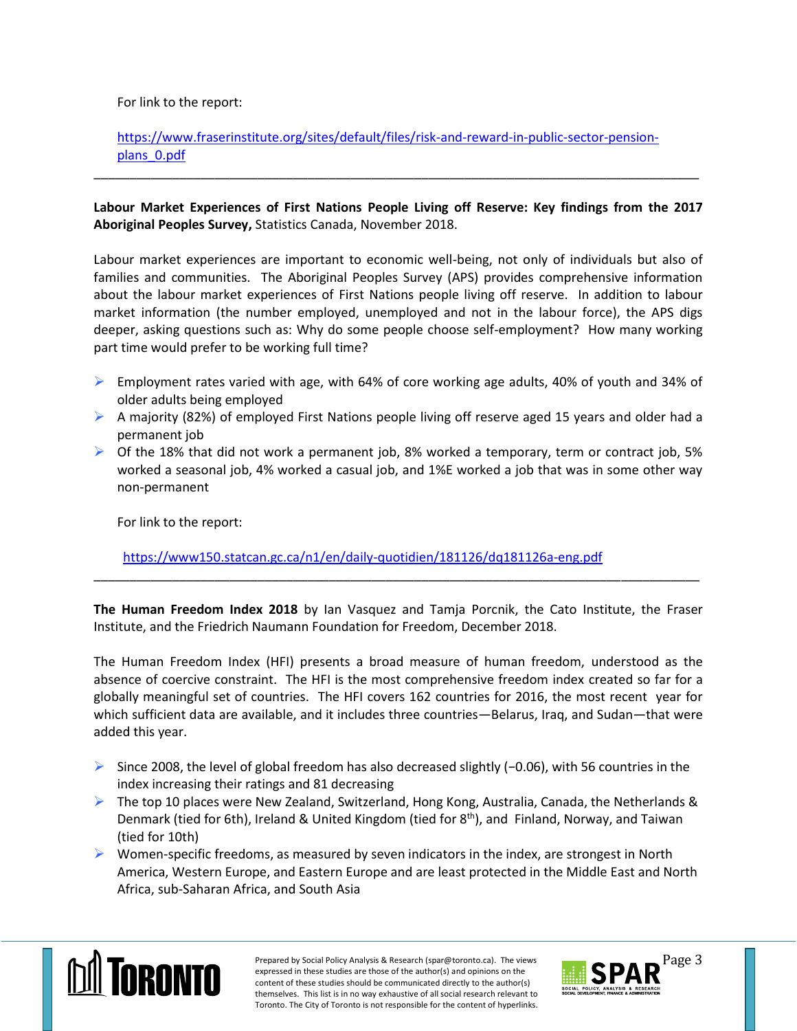For link to the report:

https://www.fraserinstitute.org/sites/default/files/risk-and-reward-in-public-sector-pension-plans_0.pdf

---

**Labour Market Experiences of First Nations People Living off Reserve: Key findings from the 2017 Aboriginal Peoples Survey,** Statistics Canada, November 2018.

Labour market experiences are important to economic well-being, not only of individuals but also of families and communities. The Aboriginal Peoples Survey (APS) provides comprehensive information about the labour market experiences of First Nations people living off reserve. In addition to labour market information (the number employed, unemployed and not in the labour force), the APS digs deeper, asking questions such as: Why do some people choose self-employment? How many working part time would prefer to be working full time?

- Employment rates varied with age, with 64% of core working age adults, 40% of youth and 34% of older adults being employed
- A majority (82%) of employed First Nations people living off reserve aged 15 years and older had a permanent job
- Of the 18% that did not work a permanent job, 8% worked a temporary, term or contract job, 5% worked a seasonal job, 4% worked a casual job, and 1%E worked a job that was in some other way non-permanent

For link to the report:

https://www150.statcan.gc.ca/n1/en/daily-quotidien/181126/dq181126a-eng.pdf

---

**The Human Freedom Index 2018** by Ian Vasquez and Tamja Porcnik, the Cato Institute, the Fraser Institute, and the Friedrich Naumann Foundation for Freedom, December 2018.

The Human Freedom Index (HFI) presents a broad measure of human freedom, understood as the absence of coercive constraint. The HFI is the most comprehensive freedom index created so far for a globally meaningful set of countries. The HFI covers 162 countries for 2016, the most recent year for which sufficient data are available, and it includes three countries—Belarus, Iraq, and Sudan—that were added this year.

- Since 2008, the level of global freedom has also decreased slightly (−0.06), with 56 countries in the index increasing their ratings and 81 decreasing
- The top 10 places were New Zealand, Switzerland, Hong Kong, Australia, Canada, the Netherlands & Denmark (tied for 6th), Ireland & United Kingdom (tied for 8th), and Finland, Norway, and Taiwan (tied for 10th)
- Women-specific freedoms, as measured by seven indicators in the index, are strongest in North America, Western Europe, and Eastern Europe and are least protected in the Middle East and North Africa, sub-Saharan Africa, and South Asia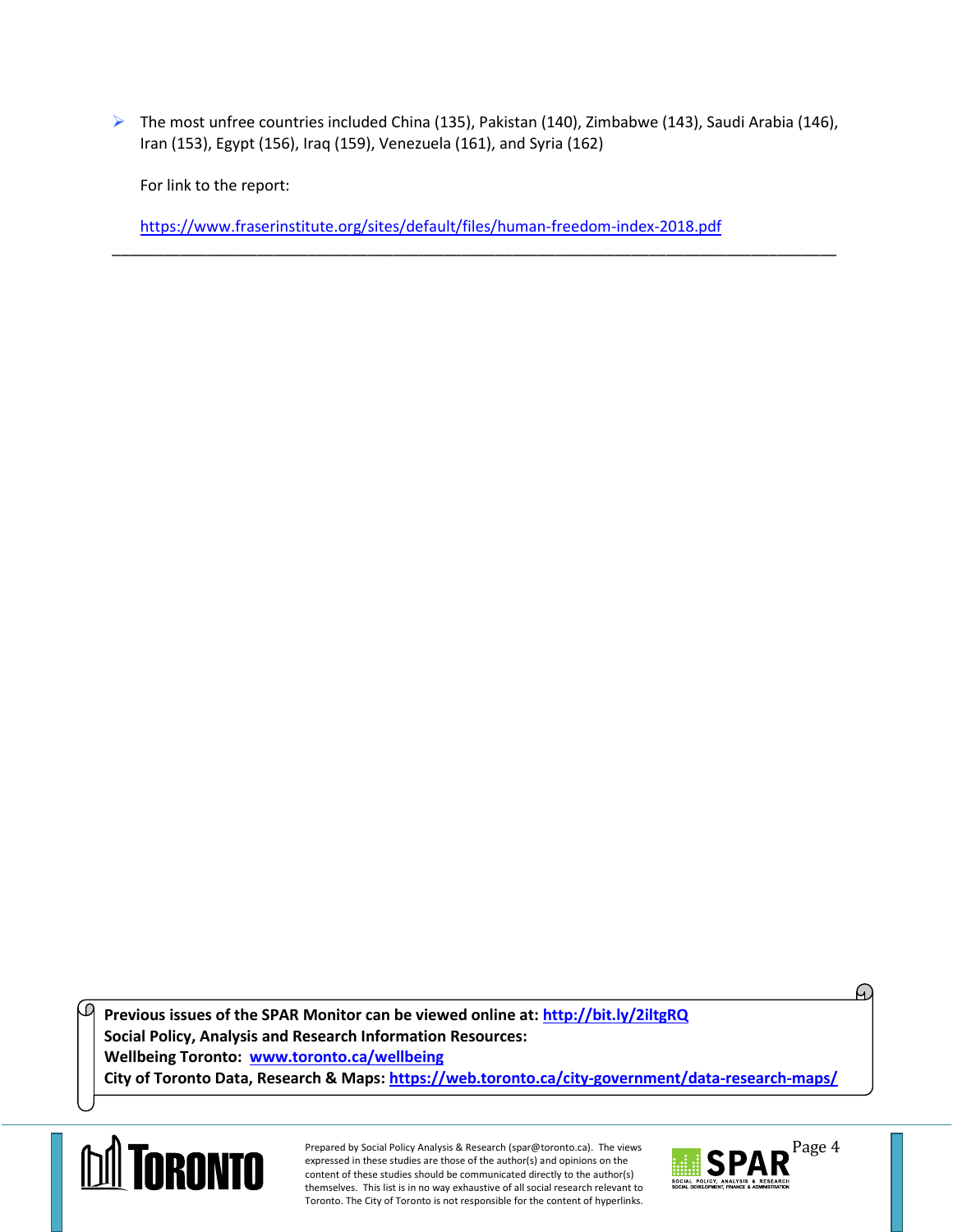- The most unfree countries included China (135), Pakistan (140), Zimbabwe (143), Saudi Arabia (146), Iran (153), Egypt (156), Iraq (159), Venezuela (161), and Syria (162)

  For link to the report:

  https://www.fraserinstitute.org/sites/default/files/human-freedom-index-2018.pdf

---

**Previous issues of the SPAR Monitor can be viewed online at: http://bit.ly/2iltgRQ**
**Social Policy, Analysis and Research Information Resources:**
**Wellbeing Toronto: www.toronto.ca/wellbeing**
**City of Toronto Data, Research & Maps: https://web.toronto.ca/city-government/data-research-maps/**

Prepared by Social Policy Analysis & Research (spar@toronto.ca). The views expressed in these studies are those of the author(s) and opinions on the content of these studies should be communicated directly to the author(s) themselves. This list is in no way exhaustive of all social research relevant to Toronto. The City of Toronto is not responsible for the content of hyperlinks.